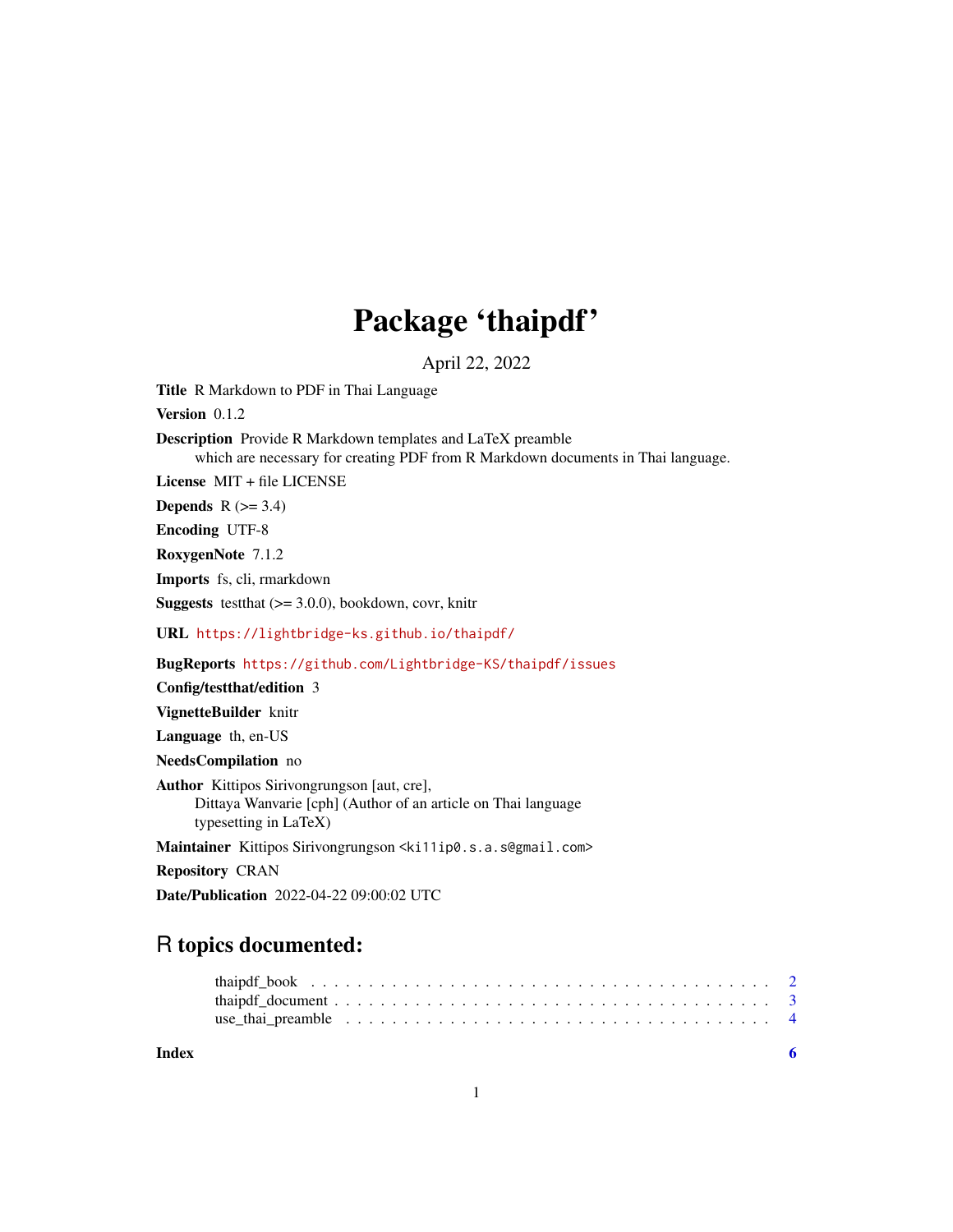# Package 'thaipdf'

April 22, 2022

**Title** R Markdown to PDF in Thai Language

**Version** 0.1.2

**Description** Provide R Markdown templates and LaTeX preamble
which are necessary for creating PDF from R Markdown documents in Thai language.

**License** MIT + file LICENSE

**Depends** R (>= 3.4)

**Encoding** UTF-8

**RoxygenNote** 7.1.2

**Imports** fs, cli, rmarkdown

**Suggests** testthat (>= 3.0.0), bookdown, covr, knitr

**URL** https://lightbridge-ks.github.io/thaipdf/

**BugReports** https://github.com/Lightbridge-KS/thaipdf/issues

**Config/testthat/edition** 3

**VignetteBuilder** knitr

**Language** th, en-US

**NeedsCompilation** no

**Author** Kittipos Sirivongrungson [aut, cre],
Dittaya Wanvarie [cph] (Author of an article on Thai language
typesetting in LaTeX)

**Maintainer** Kittipos Sirivongrungson <ki11ip0.s.a.s@gmail.com>

**Repository** CRAN

**Date/Publication** 2022-04-22 09:00:02 UTC

## R topics documented:

- thaipdf_book . . . . . . . . . . . . . . . . . . . . . . . . . . . . . . . . . . . . . . . 2
- thaipdf_document . . . . . . . . . . . . . . . . . . . . . . . . . . . . . . . . . . . . 3
- use_thai_preamble . . . . . . . . . . . . . . . . . . . . . . . . . . . . . . . . . . . . 4

**Index** 6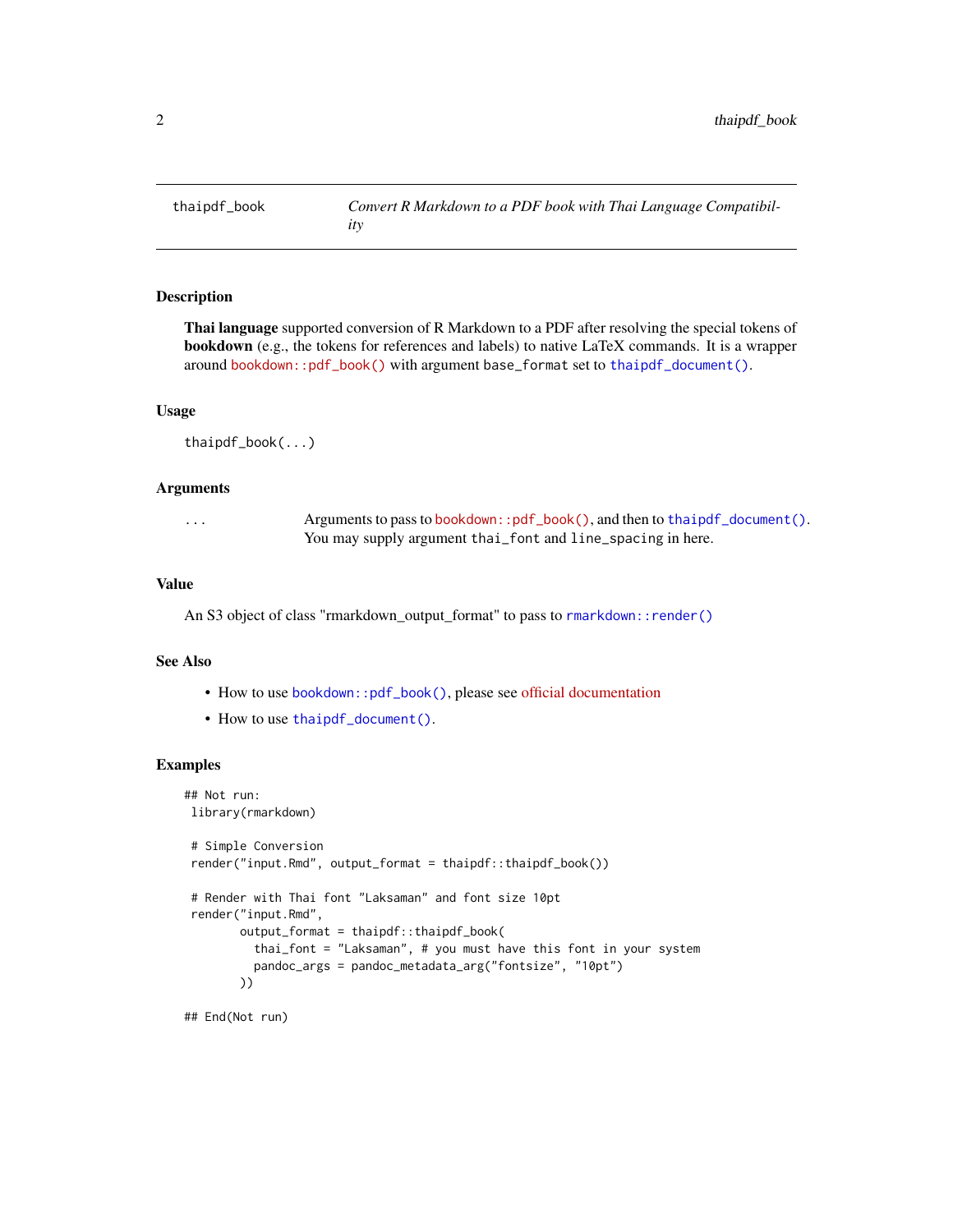`thaipdf_book` — *Convert R Markdown to a PDF book with Thai Language Compatibility*

## Description

**Thai language** supported conversion of R Markdown to a PDF after resolving the special tokens of **bookdown** (e.g., the tokens for references and labels) to native LaTeX commands. It is a wrapper around `bookdown::pdf_book()` with argument `base_format` set to `thaipdf_document()`.

## Usage

```
thaipdf_book(...)
```

## Arguments

| | |
|---|---|
| `...` | Arguments to pass to `bookdown::pdf_book()`, and then to `thaipdf_document()`. You may supply argument `thai_font` and `line_spacing` in here. |

## Value

An S3 object of class "rmarkdown_output_format" to pass to `rmarkdown::render()`

## See Also

- How to use `bookdown::pdf_book()`, please see official documentation
- How to use `thaipdf_document()`.

## Examples

```
## Not run:
 library(rmarkdown)

 # Simple Conversion
 render("input.Rmd", output_format = thaipdf::thaipdf_book())

 # Render with Thai font "Laksaman" and font size 10pt
 render("input.Rmd",
        output_format = thaipdf::thaipdf_book(
          thai_font = "Laksaman", # you must have this font in your system
          pandoc_args = pandoc_metadata_arg("fontsize", "10pt")
        ))

## End(Not run)
```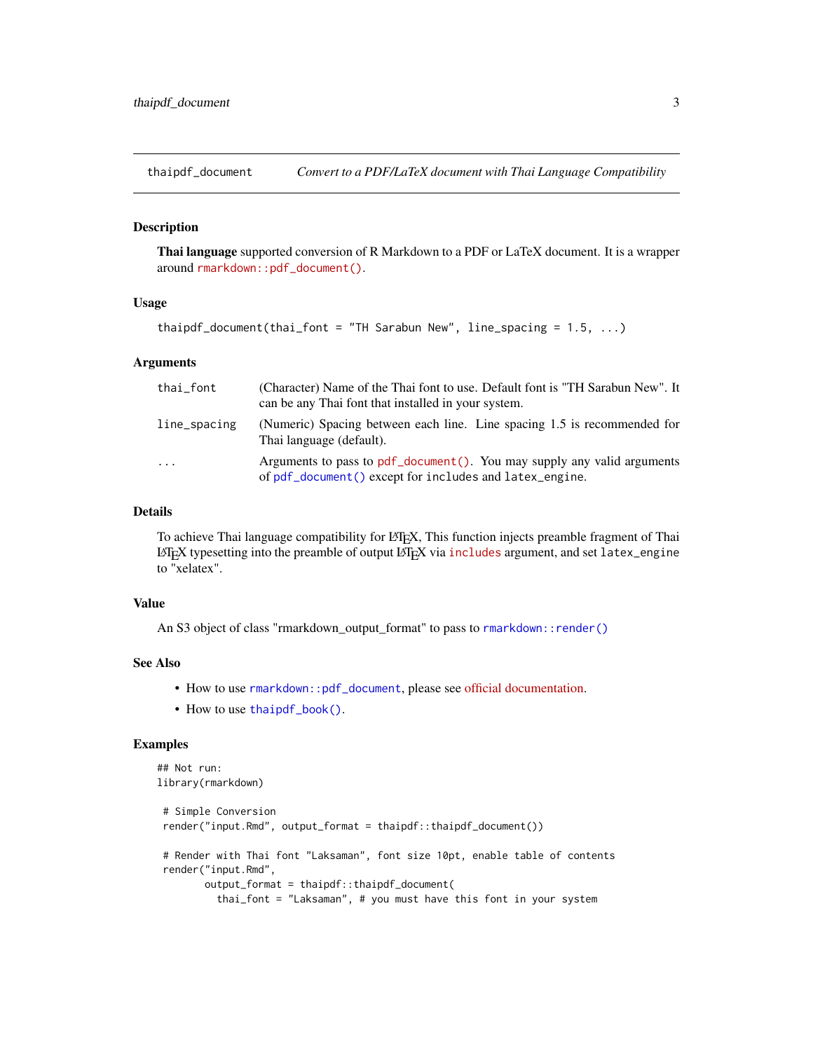# thaipdf_document — *Convert to a PDF/LaTeX document with Thai Language Compatibility*

## Description

**Thai language** supported conversion of R Markdown to a PDF or LaTeX document. It is a wrapper around `rmarkdown::pdf_document()`.

## Usage

```
thaipdf_document(thai_font = "TH Sarabun New", line_spacing = 1.5, ...)
```

## Arguments

| | |
|---|---|
| `thai_font` | (Character) Name of the Thai font to use. Default font is "TH Sarabun New". It can be any Thai font that installed in your system. |
| `line_spacing` | (Numeric) Spacing between each line. Line spacing 1.5 is recommended for Thai language (default). |
| `...` | Arguments to pass to `pdf_document()`. You may supply any valid arguments of `pdf_document()` except for `includes` and `latex_engine`. |

## Details

To achieve Thai language compatibility for LaTeX, This function injects preamble fragment of Thai LaTeX typesetting into the preamble of output LaTeX via `includes` argument, and set `latex_engine` to "xelatex".

## Value

An S3 object of class "rmarkdown_output_format" to pass to `rmarkdown::render()`

## See Also

- How to use `rmarkdown::pdf_document`, please see official documentation.
- How to use `thaipdf_book()`.

## Examples

```
## Not run:
library(rmarkdown)

 # Simple Conversion
 render("input.Rmd", output_format = thaipdf::thaipdf_document())

 # Render with Thai font "Laksaman", font size 10pt, enable table of contents
 render("input.Rmd",
        output_format = thaipdf::thaipdf_document(
          thai_font = "Laksaman", # you must have this font in your system
```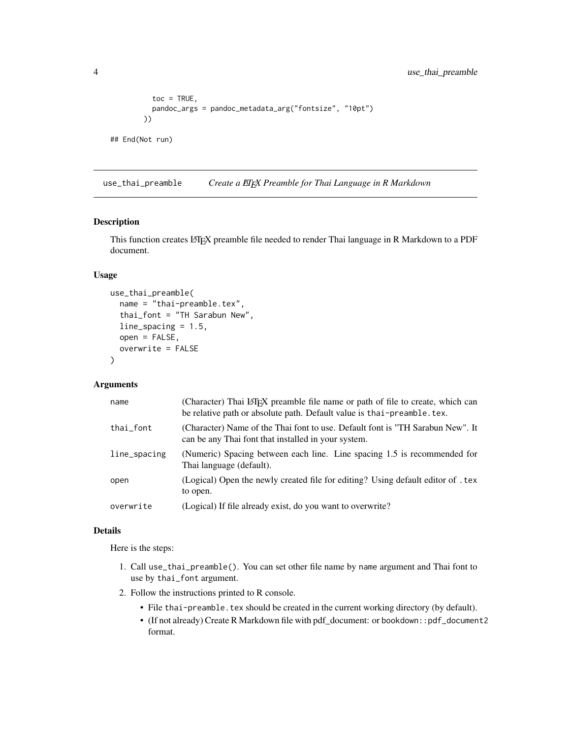```
    toc = TRUE,
    pandoc_args = pandoc_metadata_arg("fontsize", "10pt")
  ))

## End(Not run)
```

## use_thai_preamble — *Create a LaTeX Preamble for Thai Language in R Markdown*

### Description

This function creates LaTeX preamble file needed to render Thai language in R Markdown to a PDF document.

### Usage

```
use_thai_preamble(
  name = "thai-preamble.tex",
  thai_font = "TH Sarabun New",
  line_spacing = 1.5,
  open = FALSE,
  overwrite = FALSE
)
```

### Arguments

| | |
|---|---|
| `name` | (Character) Thai LaTeX preamble file name or path of file to create, which can be relative path or absolute path. Default value is `thai-preamble.tex`. |
| `thai_font` | (Character) Name of the Thai font to use. Default font is "TH Sarabun New". It can be any Thai font that installed in your system. |
| `line_spacing` | (Numeric) Spacing between each line. Line spacing 1.5 is recommended for Thai language (default). |
| `open` | (Logical) Open the newly created file for editing? Using default editor of `.tex` to open. |
| `overwrite` | (Logical) If file already exist, do you want to overwrite? |

### Details

Here is the steps:

1. Call `use_thai_preamble()`. You can set other file name by `name` argument and Thai font to use by `thai_font` argument.
2. Follow the instructions printed to R console.
   - File `thai-preamble.tex` should be created in the current working directory (by default).
   - (If not already) Create R Markdown file with pdf_document: or `bookdown::pdf_document2` format.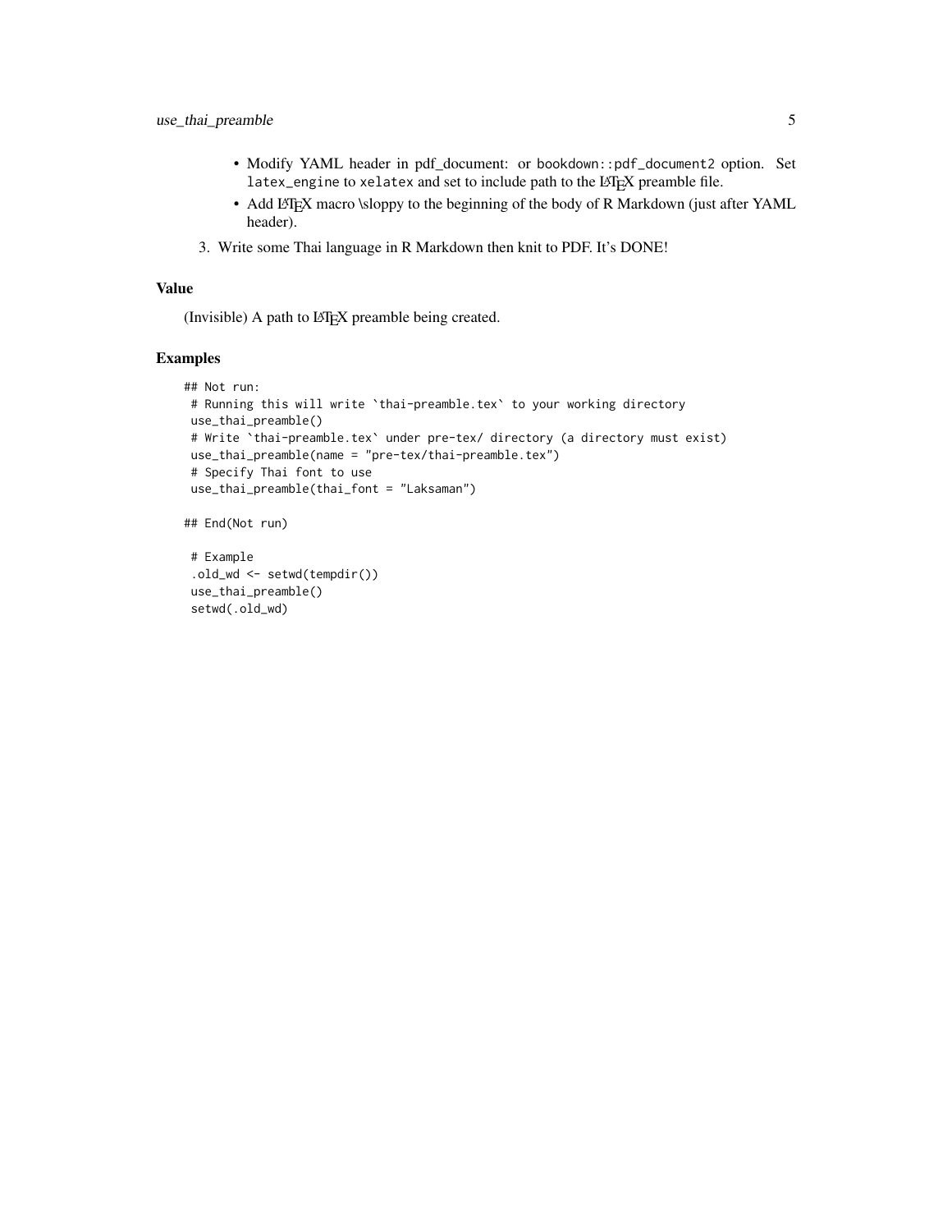- Modify YAML header in pdf_document: or `bookdown::pdf_document2` option. Set `latex_engine` to `xelatex` and set to include path to the LaTeX preamble file.
  - Add LaTeX macro \sloppy to the beginning of the body of R Markdown (just after YAML header).

3. Write some Thai language in R Markdown then knit to PDF. It's DONE!

## Value

(Invisible) A path to LaTeX preamble being created.

## Examples

```
## Not run:
 # Running this will write `thai-preamble.tex` to your working directory
 use_thai_preamble()
 # Write `thai-preamble.tex` under pre-tex/ directory (a directory must exist)
 use_thai_preamble(name = "pre-tex/thai-preamble.tex")
 # Specify Thai font to use
 use_thai_preamble(thai_font = "Laksaman")

## End(Not run)

 # Example
 .old_wd <- setwd(tempdir())
 use_thai_preamble()
 setwd(.old_wd)
```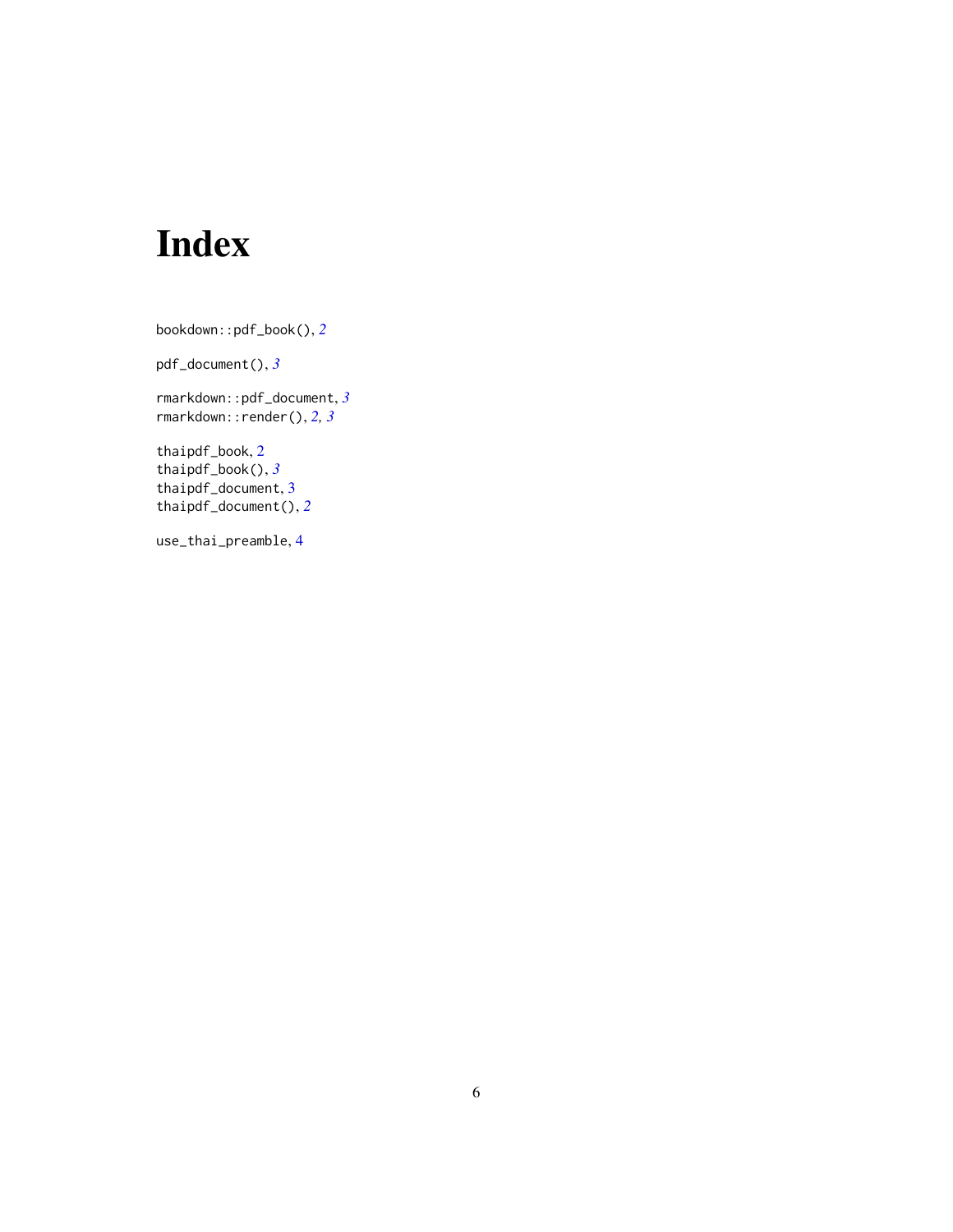# Index

`bookdown::pdf_book()`, *2*

`pdf_document()`, *3*

`rmarkdown::pdf_document`, *3*
`rmarkdown::render()`, *2, 3*

`thaipdf_book`, 2
`thaipdf_book()`, *3*
`thaipdf_document`, 3
`thaipdf_document()`, *2*

`use_thai_preamble`, 4